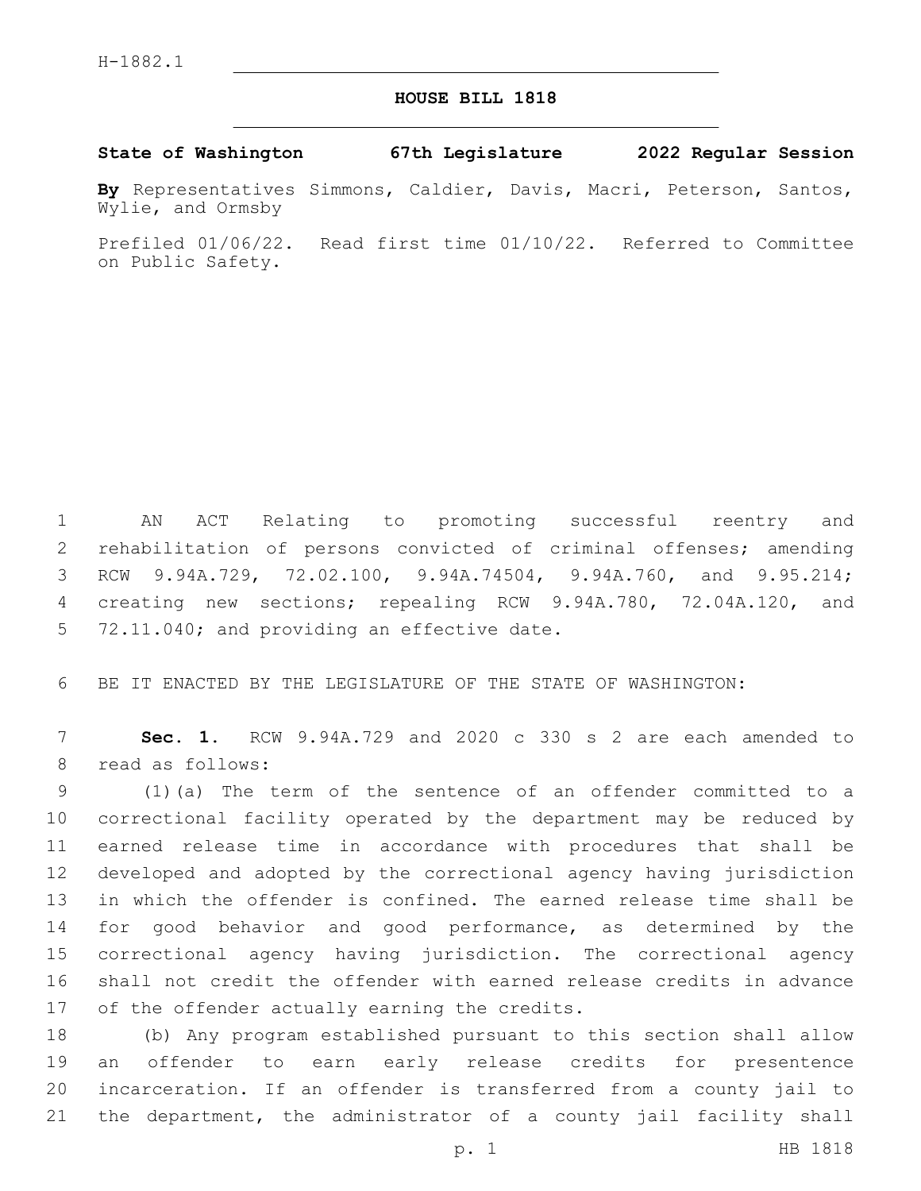H-1882.1

# HOUSE BILL 1818

**State of Washington 67th Legislature 2022 Regular Session**

**By** Representatives Simmons, Caldier, Davis, Macri, Peterson, Santos, Wylie, and Ormsby

Prefiled 01/06/22. Read first time 01/10/22. Referred to Committee on Public Safety.

AN ACT Relating to promoting successful reentry and rehabilitation of persons convicted of criminal offenses; amending RCW 9.94A.729, 72.02.100, 9.94A.74504, 9.94A.760, and 9.95.214; creating new sections; repealing RCW 9.94A.780, 72.04A.120, and 72.11.040; and providing an effective date.

BE IT ENACTED BY THE LEGISLATURE OF THE STATE OF WASHINGTON:

**Sec. 1.** RCW 9.94A.729 and 2020 c 330 s 2 are each amended to read as follows:

(1)(a) The term of the sentence of an offender committed to a correctional facility operated by the department may be reduced by earned release time in accordance with procedures that shall be developed and adopted by the correctional agency having jurisdiction in which the offender is confined. The earned release time shall be for good behavior and good performance, as determined by the correctional agency having jurisdiction. The correctional agency shall not credit the offender with earned release credits in advance of the offender actually earning the credits.

(b) Any program established pursuant to this section shall allow an offender to earn early release credits for presentence incarceration. If an offender is transferred from a county jail to the department, the administrator of a county jail facility shall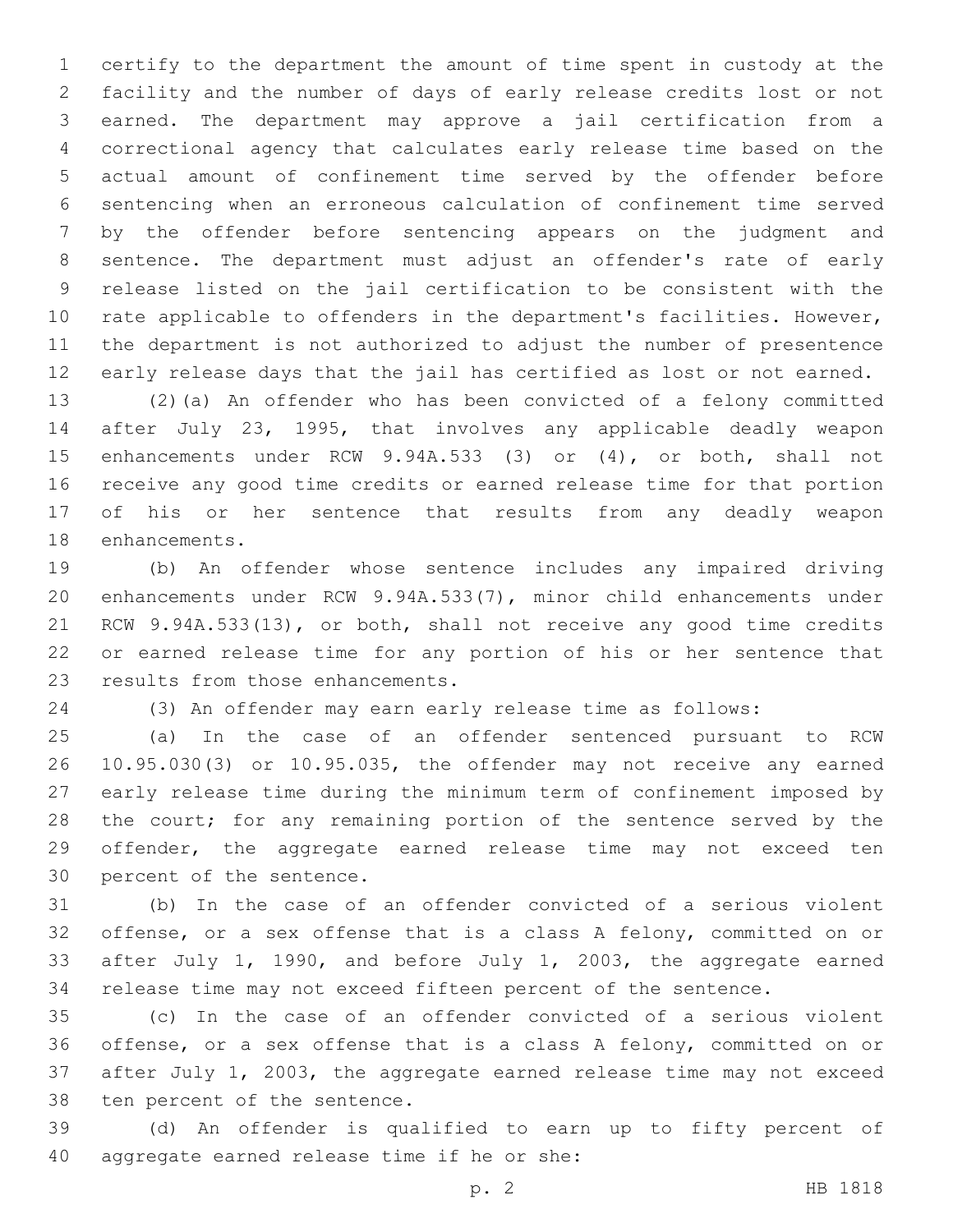certify to the department the amount of time spent in custody at the facility and the number of days of early release credits lost or not earned. The department may approve a jail certification from a correctional agency that calculates early release time based on the actual amount of confinement time served by the offender before sentencing when an erroneous calculation of confinement time served by the offender before sentencing appears on the judgment and sentence. The department must adjust an offender's rate of early release listed on the jail certification to be consistent with the rate applicable to offenders in the department's facilities. However, the department is not authorized to adjust the number of presentence early release days that the jail has certified as lost or not earned.

(2)(a) An offender who has been convicted of a felony committed after July 23, 1995, that involves any applicable deadly weapon enhancements under RCW 9.94A.533 (3) or (4), or both, shall not receive any good time credits or earned release time for that portion of his or her sentence that results from any deadly weapon enhancements.

(b) An offender whose sentence includes any impaired driving enhancements under RCW 9.94A.533(7), minor child enhancements under RCW 9.94A.533(13), or both, shall not receive any good time credits or earned release time for any portion of his or her sentence that results from those enhancements.

(3) An offender may earn early release time as follows:

(a) In the case of an offender sentenced pursuant to RCW 10.95.030(3) or 10.95.035, the offender may not receive any earned early release time during the minimum term of confinement imposed by the court; for any remaining portion of the sentence served by the offender, the aggregate earned release time may not exceed ten percent of the sentence.

(b) In the case of an offender convicted of a serious violent offense, or a sex offense that is a class A felony, committed on or after July 1, 1990, and before July 1, 2003, the aggregate earned release time may not exceed fifteen percent of the sentence.

(c) In the case of an offender convicted of a serious violent offense, or a sex offense that is a class A felony, committed on or after July 1, 2003, the aggregate earned release time may not exceed ten percent of the sentence.

(d) An offender is qualified to earn up to fifty percent of aggregate earned release time if he or she: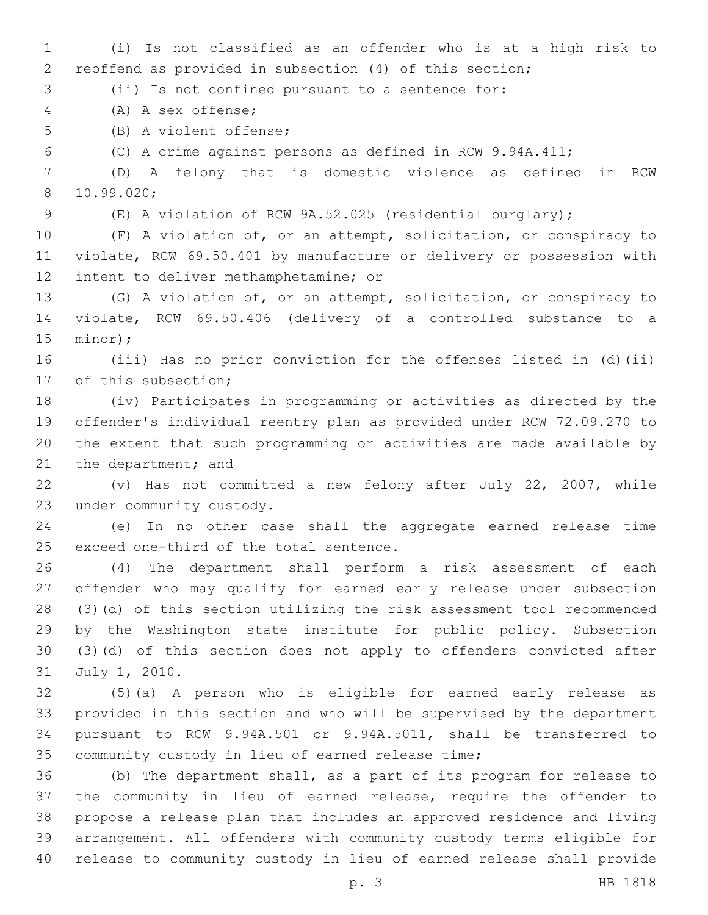(i) Is not classified as an offender who is at a high risk to reoffend as provided in subsection (4) of this section;

(ii) Is not confined pursuant to a sentence for:

(A) A sex offense;

(B) A violent offense;

(C) A crime against persons as defined in RCW 9.94A.411;

(D) A felony that is domestic violence as defined in RCW 10.99.020;

(E) A violation of RCW 9A.52.025 (residential burglary);

(F) A violation of, or an attempt, solicitation, or conspiracy to violate, RCW 69.50.401 by manufacture or delivery or possession with intent to deliver methamphetamine; or

(G) A violation of, or an attempt, solicitation, or conspiracy to violate, RCW 69.50.406 (delivery of a controlled substance to a minor);

(iii) Has no prior conviction for the offenses listed in (d)(ii) of this subsection;

(iv) Participates in programming or activities as directed by the offender's individual reentry plan as provided under RCW 72.09.270 to the extent that such programming or activities are made available by the department; and

(v) Has not committed a new felony after July 22, 2007, while under community custody.

(e) In no other case shall the aggregate earned release time exceed one-third of the total sentence.

(4) The department shall perform a risk assessment of each offender who may qualify for earned early release under subsection (3)(d) of this section utilizing the risk assessment tool recommended by the Washington state institute for public policy. Subsection (3)(d) of this section does not apply to offenders convicted after July 1, 2010.

(5)(a) A person who is eligible for earned early release as provided in this section and who will be supervised by the department pursuant to RCW 9.94A.501 or 9.94A.5011, shall be transferred to community custody in lieu of earned release time;

(b) The department shall, as a part of its program for release to the community in lieu of earned release, require the offender to propose a release plan that includes an approved residence and living arrangement. All offenders with community custody terms eligible for release to community custody in lieu of earned release shall provide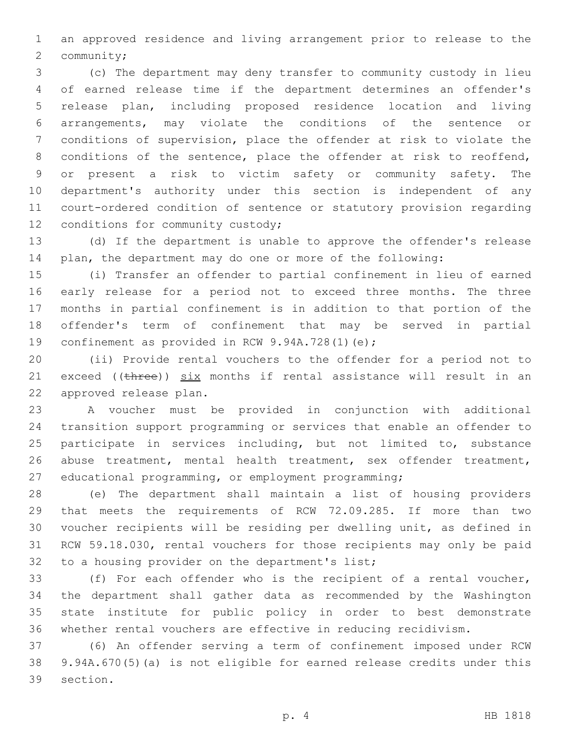an approved residence and living arrangement prior to release to the community;

(c) The department may deny transfer to community custody in lieu of earned release time if the department determines an offender's release plan, including proposed residence location and living arrangements, may violate the conditions of the sentence or conditions of supervision, place the offender at risk to violate the conditions of the sentence, place the offender at risk to reoffend, or present a risk to victim safety or community safety. The department's authority under this section is independent of any court-ordered condition of sentence or statutory provision regarding conditions for community custody;

(d) If the department is unable to approve the offender's release plan, the department may do one or more of the following:

(i) Transfer an offender to partial confinement in lieu of earned early release for a period not to exceed three months. The three months in partial confinement is in addition to that portion of the offender's term of confinement that may be served in partial confinement as provided in RCW 9.94A.728(1)(e);

(ii) Provide rental vouchers to the offender for a period not to exceed ((~~three~~)) <u>six</u> months if rental assistance will result in an approved release plan.

A voucher must be provided in conjunction with additional transition support programming or services that enable an offender to participate in services including, but not limited to, substance abuse treatment, mental health treatment, sex offender treatment, educational programming, or employment programming;

(e) The department shall maintain a list of housing providers that meets the requirements of RCW 72.09.285. If more than two voucher recipients will be residing per dwelling unit, as defined in RCW 59.18.030, rental vouchers for those recipients may only be paid to a housing provider on the department's list;

(f) For each offender who is the recipient of a rental voucher, the department shall gather data as recommended by the Washington state institute for public policy in order to best demonstrate whether rental vouchers are effective in reducing recidivism.

(6) An offender serving a term of confinement imposed under RCW 9.94A.670(5)(a) is not eligible for earned release credits under this section.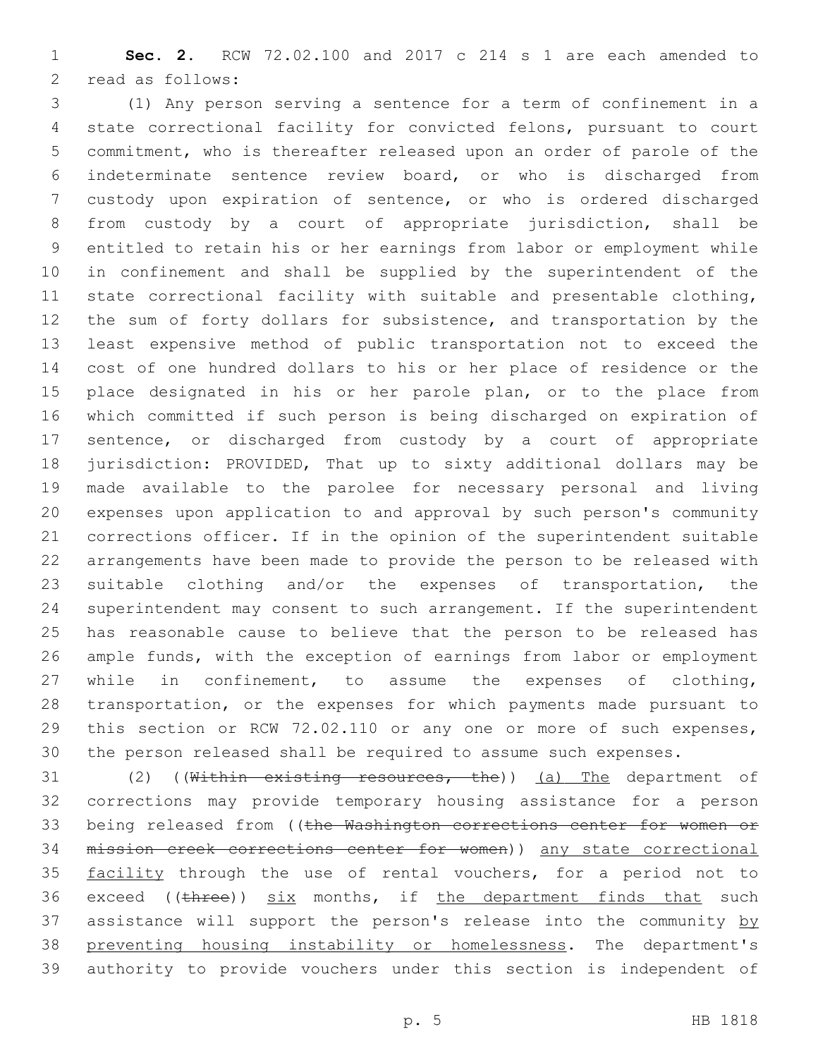**Sec. 2.** RCW 72.02.100 and 2017 c 214 s 1 are each amended to read as follows:

(1) Any person serving a sentence for a term of confinement in a state correctional facility for convicted felons, pursuant to court commitment, who is thereafter released upon an order of parole of the indeterminate sentence review board, or who is discharged from custody upon expiration of sentence, or who is ordered discharged from custody by a court of appropriate jurisdiction, shall be entitled to retain his or her earnings from labor or employment while in confinement and shall be supplied by the superintendent of the state correctional facility with suitable and presentable clothing, the sum of forty dollars for subsistence, and transportation by the least expensive method of public transportation not to exceed the cost of one hundred dollars to his or her place of residence or the place designated in his or her parole plan, or to the place from which committed if such person is being discharged on expiration of sentence, or discharged from custody by a court of appropriate jurisdiction: PROVIDED, That up to sixty additional dollars may be made available to the parolee for necessary personal and living expenses upon application to and approval by such person's community corrections officer. If in the opinion of the superintendent suitable arrangements have been made to provide the person to be released with suitable clothing and/or the expenses of transportation, the superintendent may consent to such arrangement. If the superintendent has reasonable cause to believe that the person to be released has ample funds, with the exception of earnings from labor or employment while in confinement, to assume the expenses of clothing, transportation, or the expenses for which payments made pursuant to this section or RCW 72.02.110 or any one or more of such expenses, the person released shall be required to assume such expenses.

(2) ((~~Within existing resources, the~~)) <u>(a) The</u> department of corrections may provide temporary housing assistance for a person being released from ((~~the Washington corrections center for women or mission creek corrections center for women~~)) <u>any state correctional facility</u> through the use of rental vouchers, for a period not to exceed ((~~three~~)) <u>six</u> months, if <u>the department finds that</u> such assistance will support the person's release into the community <u>by preventing housing instability or homelessness</u>. The department's authority to provide vouchers under this section is independent of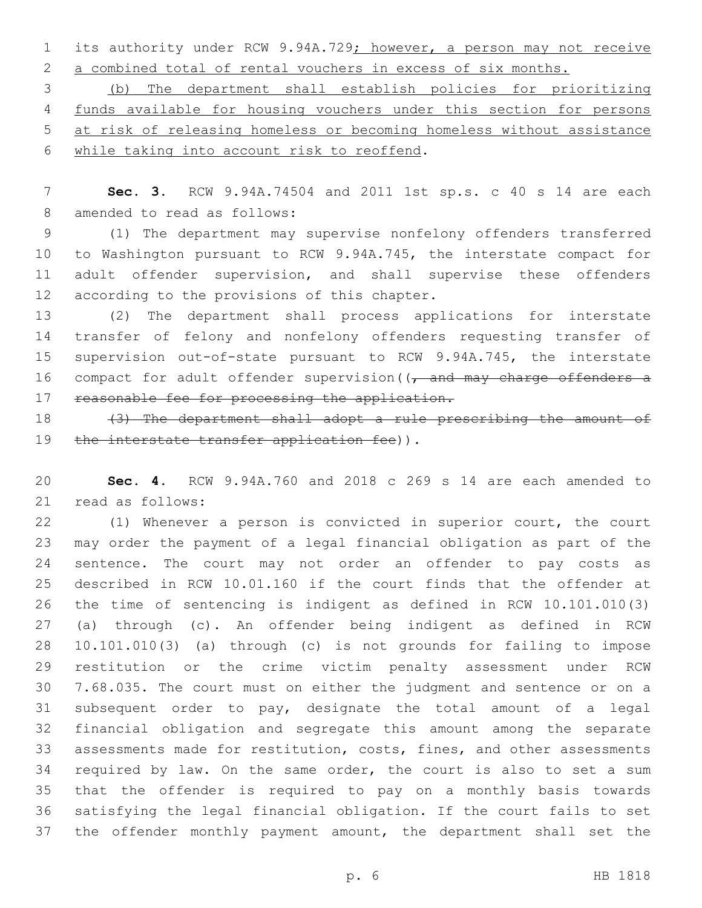its authority under RCW 9.94A.729; however, a person may not receive a combined total of rental vouchers in excess of six months.

(b) The department shall establish policies for prioritizing funds available for housing vouchers under this section for persons at risk of releasing homeless or becoming homeless without assistance while taking into account risk to reoffend.

**Sec. 3.** RCW 9.94A.74504 and 2011 1st sp.s. c 40 s 14 are each amended to read as follows:

(1) The department may supervise nonfelony offenders transferred to Washington pursuant to RCW 9.94A.745, the interstate compact for adult offender supervision, and shall supervise these offenders according to the provisions of this chapter.

(2) The department shall process applications for interstate transfer of felony and nonfelony offenders requesting transfer of supervision out-of-state pursuant to RCW 9.94A.745, the interstate compact for adult offender supervision((~~, and may charge offenders a reasonable fee for processing the application.~~

~~(3) The department shall adopt a rule prescribing the amount of the interstate transfer application fee~~)).

**Sec. 4.** RCW 9.94A.760 and 2018 c 269 s 14 are each amended to read as follows:

(1) Whenever a person is convicted in superior court, the court may order the payment of a legal financial obligation as part of the sentence. The court may not order an offender to pay costs as described in RCW 10.01.160 if the court finds that the offender at the time of sentencing is indigent as defined in RCW 10.101.010(3) (a) through (c). An offender being indigent as defined in RCW 10.101.010(3) (a) through (c) is not grounds for failing to impose restitution or the crime victim penalty assessment under RCW 7.68.035. The court must on either the judgment and sentence or on a subsequent order to pay, designate the total amount of a legal financial obligation and segregate this amount among the separate assessments made for restitution, costs, fines, and other assessments required by law. On the same order, the court is also to set a sum that the offender is required to pay on a monthly basis towards satisfying the legal financial obligation. If the court fails to set the offender monthly payment amount, the department shall set the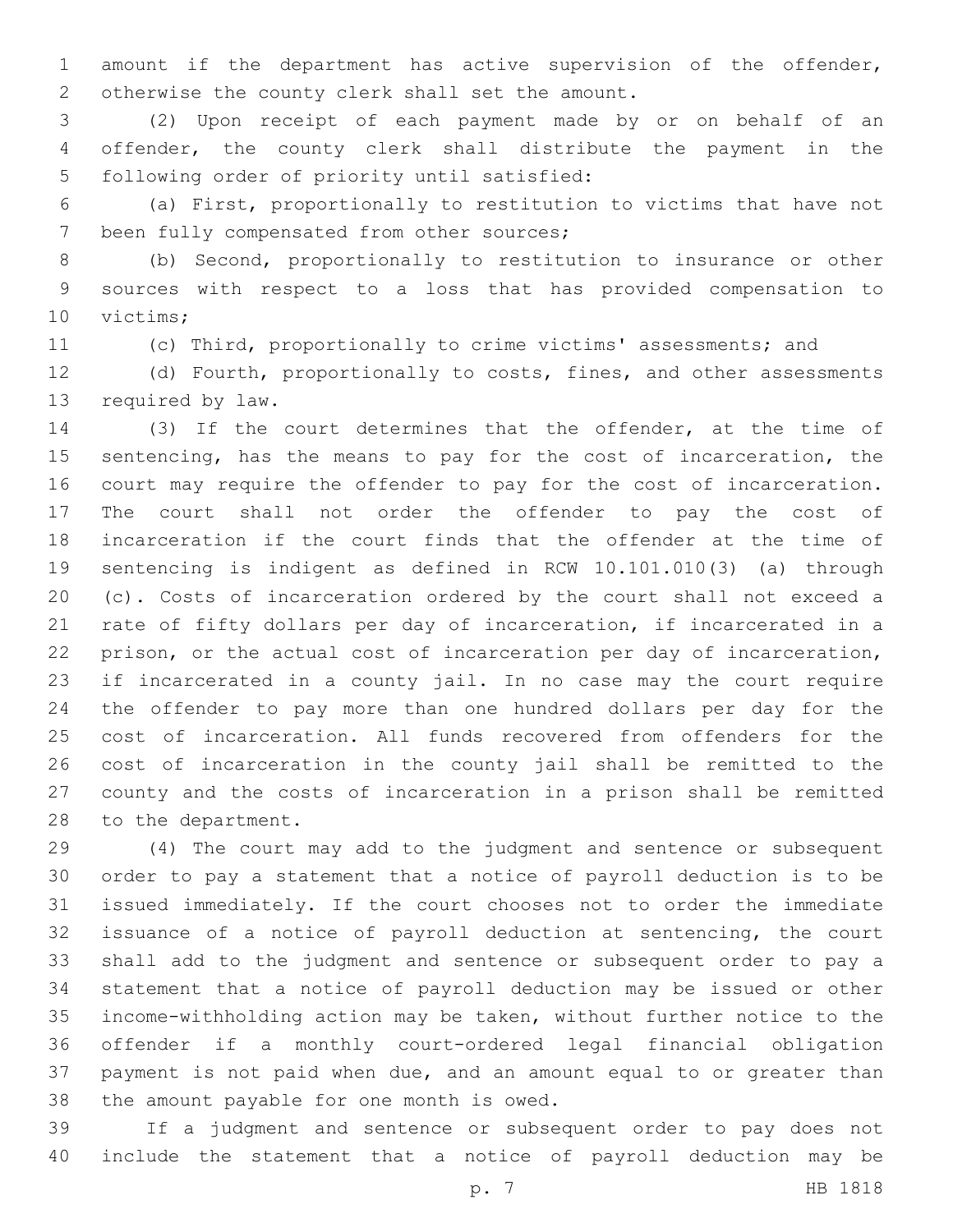amount if the department has active supervision of the offender, otherwise the county clerk shall set the amount.

(2) Upon receipt of each payment made by or on behalf of an offender, the county clerk shall distribute the payment in the following order of priority until satisfied:

(a) First, proportionally to restitution to victims that have not been fully compensated from other sources;

(b) Second, proportionally to restitution to insurance or other sources with respect to a loss that has provided compensation to victims;

(c) Third, proportionally to crime victims' assessments; and

(d) Fourth, proportionally to costs, fines, and other assessments required by law.

(3) If the court determines that the offender, at the time of sentencing, has the means to pay for the cost of incarceration, the court may require the offender to pay for the cost of incarceration. The court shall not order the offender to pay the cost of incarceration if the court finds that the offender at the time of sentencing is indigent as defined in RCW 10.101.010(3) (a) through (c). Costs of incarceration ordered by the court shall not exceed a rate of fifty dollars per day of incarceration, if incarcerated in a prison, or the actual cost of incarceration per day of incarceration, if incarcerated in a county jail. In no case may the court require the offender to pay more than one hundred dollars per day for the cost of incarceration. All funds recovered from offenders for the cost of incarceration in the county jail shall be remitted to the county and the costs of incarceration in a prison shall be remitted to the department.

(4) The court may add to the judgment and sentence or subsequent order to pay a statement that a notice of payroll deduction is to be issued immediately. If the court chooses not to order the immediate issuance of a notice of payroll deduction at sentencing, the court shall add to the judgment and sentence or subsequent order to pay a statement that a notice of payroll deduction may be issued or other income-withholding action may be taken, without further notice to the offender if a monthly court-ordered legal financial obligation payment is not paid when due, and an amount equal to or greater than the amount payable for one month is owed.

If a judgment and sentence or subsequent order to pay does not include the statement that a notice of payroll deduction may be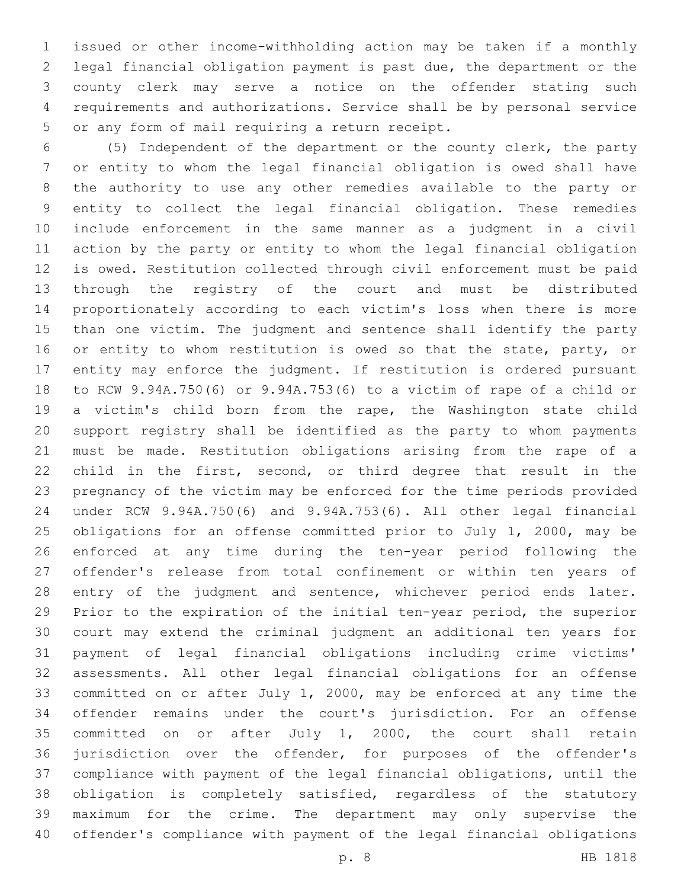issued or other income-withholding action may be taken if a monthly legal financial obligation payment is past due, the department or the county clerk may serve a notice on the offender stating such requirements and authorizations. Service shall be by personal service or any form of mail requiring a return receipt.

(5) Independent of the department or the county clerk, the party or entity to whom the legal financial obligation is owed shall have the authority to use any other remedies available to the party or entity to collect the legal financial obligation. These remedies include enforcement in the same manner as a judgment in a civil action by the party or entity to whom the legal financial obligation is owed. Restitution collected through civil enforcement must be paid through the registry of the court and must be distributed proportionately according to each victim's loss when there is more than one victim. The judgment and sentence shall identify the party or entity to whom restitution is owed so that the state, party, or entity may enforce the judgment. If restitution is ordered pursuant to RCW 9.94A.750(6) or 9.94A.753(6) to a victim of rape of a child or a victim's child born from the rape, the Washington state child support registry shall be identified as the party to whom payments must be made. Restitution obligations arising from the rape of a child in the first, second, or third degree that result in the pregnancy of the victim may be enforced for the time periods provided under RCW 9.94A.750(6) and 9.94A.753(6). All other legal financial obligations for an offense committed prior to July 1, 2000, may be enforced at any time during the ten-year period following the offender's release from total confinement or within ten years of entry of the judgment and sentence, whichever period ends later. Prior to the expiration of the initial ten-year period, the superior court may extend the criminal judgment an additional ten years for payment of legal financial obligations including crime victims' assessments. All other legal financial obligations for an offense committed on or after July 1, 2000, may be enforced at any time the offender remains under the court's jurisdiction. For an offense committed on or after July 1, 2000, the court shall retain jurisdiction over the offender, for purposes of the offender's compliance with payment of the legal financial obligations, until the obligation is completely satisfied, regardless of the statutory maximum for the crime. The department may only supervise the offender's compliance with payment of the legal financial obligations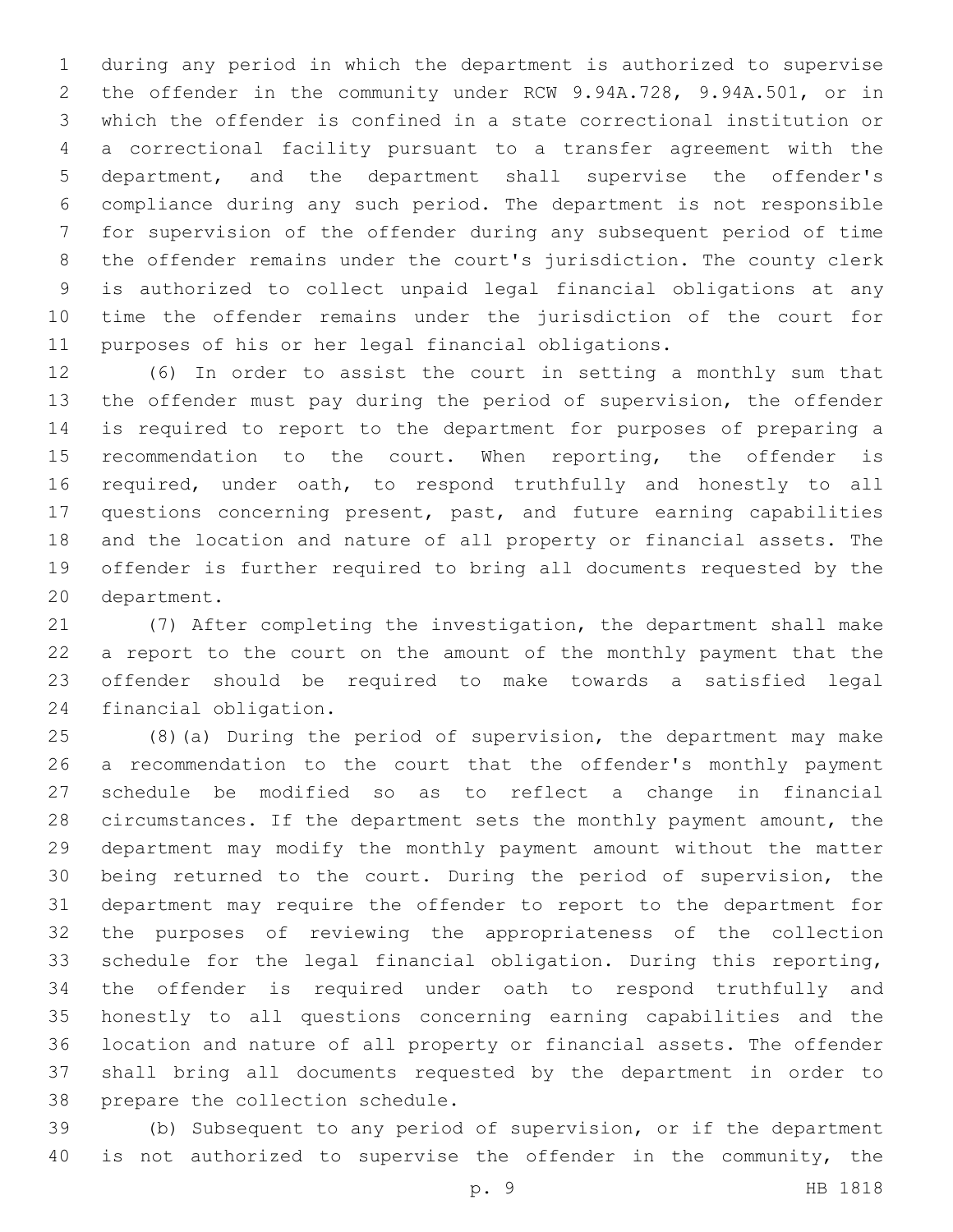during any period in which the department is authorized to supervise the offender in the community under RCW 9.94A.728, 9.94A.501, or in which the offender is confined in a state correctional institution or a correctional facility pursuant to a transfer agreement with the department, and the department shall supervise the offender's compliance during any such period. The department is not responsible for supervision of the offender during any subsequent period of time the offender remains under the court's jurisdiction. The county clerk is authorized to collect unpaid legal financial obligations at any time the offender remains under the jurisdiction of the court for purposes of his or her legal financial obligations.

(6) In order to assist the court in setting a monthly sum that the offender must pay during the period of supervision, the offender is required to report to the department for purposes of preparing a recommendation to the court. When reporting, the offender is required, under oath, to respond truthfully and honestly to all questions concerning present, past, and future earning capabilities and the location and nature of all property or financial assets. The offender is further required to bring all documents requested by the department.

(7) After completing the investigation, the department shall make a report to the court on the amount of the monthly payment that the offender should be required to make towards a satisfied legal financial obligation.

(8)(a) During the period of supervision, the department may make a recommendation to the court that the offender's monthly payment schedule be modified so as to reflect a change in financial circumstances. If the department sets the monthly payment amount, the department may modify the monthly payment amount without the matter being returned to the court. During the period of supervision, the department may require the offender to report to the department for the purposes of reviewing the appropriateness of the collection schedule for the legal financial obligation. During this reporting, the offender is required under oath to respond truthfully and honestly to all questions concerning earning capabilities and the location and nature of all property or financial assets. The offender shall bring all documents requested by the department in order to prepare the collection schedule.

(b) Subsequent to any period of supervision, or if the department is not authorized to supervise the offender in the community, the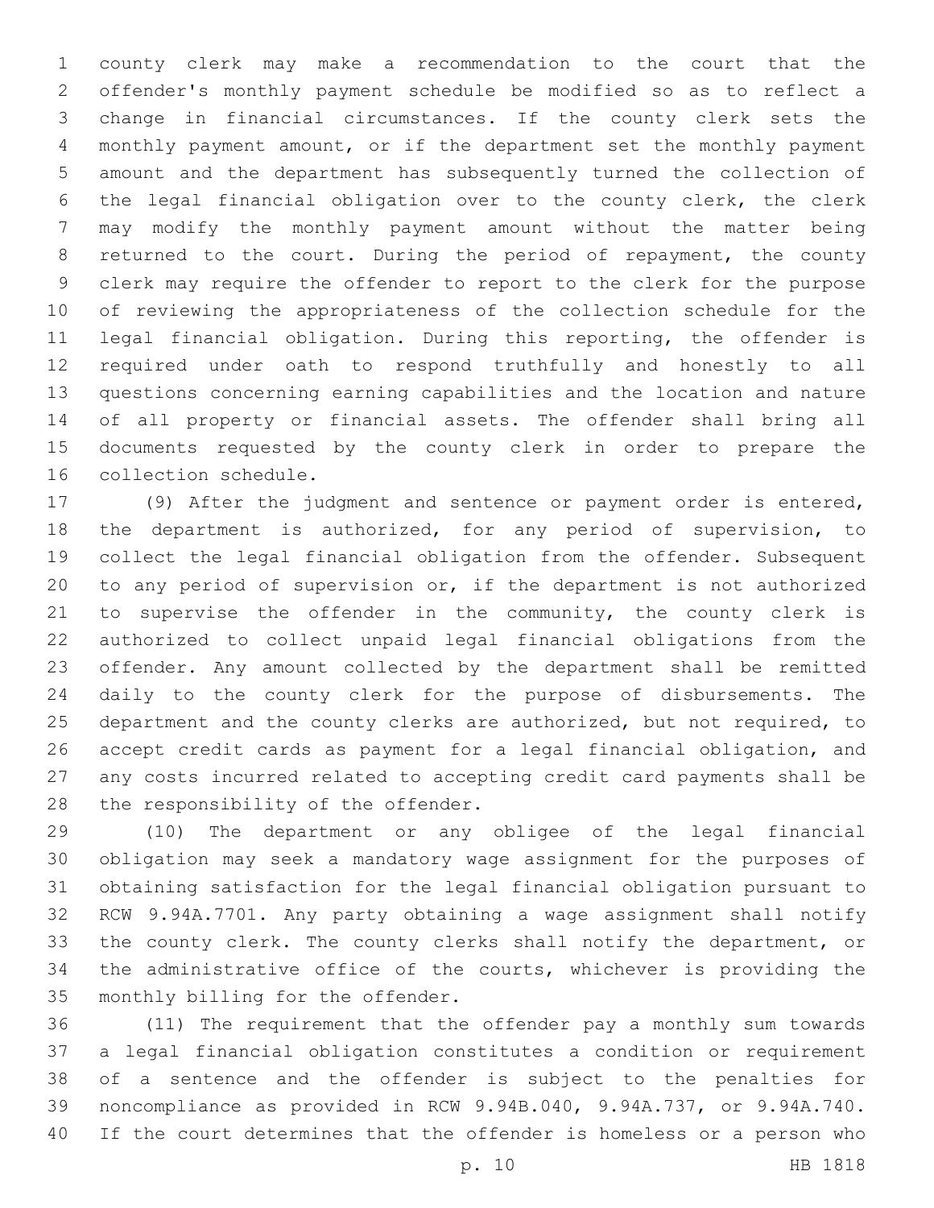county clerk may make a recommendation to the court that the offender's monthly payment schedule be modified so as to reflect a change in financial circumstances. If the county clerk sets the monthly payment amount, or if the department set the monthly payment amount and the department has subsequently turned the collection of the legal financial obligation over to the county clerk, the clerk may modify the monthly payment amount without the matter being returned to the court. During the period of repayment, the county clerk may require the offender to report to the clerk for the purpose of reviewing the appropriateness of the collection schedule for the legal financial obligation. During this reporting, the offender is required under oath to respond truthfully and honestly to all questions concerning earning capabilities and the location and nature of all property or financial assets. The offender shall bring all documents requested by the county clerk in order to prepare the collection schedule.

(9) After the judgment and sentence or payment order is entered, the department is authorized, for any period of supervision, to collect the legal financial obligation from the offender. Subsequent to any period of supervision or, if the department is not authorized to supervise the offender in the community, the county clerk is authorized to collect unpaid legal financial obligations from the offender. Any amount collected by the department shall be remitted daily to the county clerk for the purpose of disbursements. The department and the county clerks are authorized, but not required, to accept credit cards as payment for a legal financial obligation, and any costs incurred related to accepting credit card payments shall be the responsibility of the offender.

(10) The department or any obligee of the legal financial obligation may seek a mandatory wage assignment for the purposes of obtaining satisfaction for the legal financial obligation pursuant to RCW 9.94A.7701. Any party obtaining a wage assignment shall notify the county clerk. The county clerks shall notify the department, or the administrative office of the courts, whichever is providing the monthly billing for the offender.

(11) The requirement that the offender pay a monthly sum towards a legal financial obligation constitutes a condition or requirement of a sentence and the offender is subject to the penalties for noncompliance as provided in RCW 9.94B.040, 9.94A.737, or 9.94A.740. If the court determines that the offender is homeless or a person who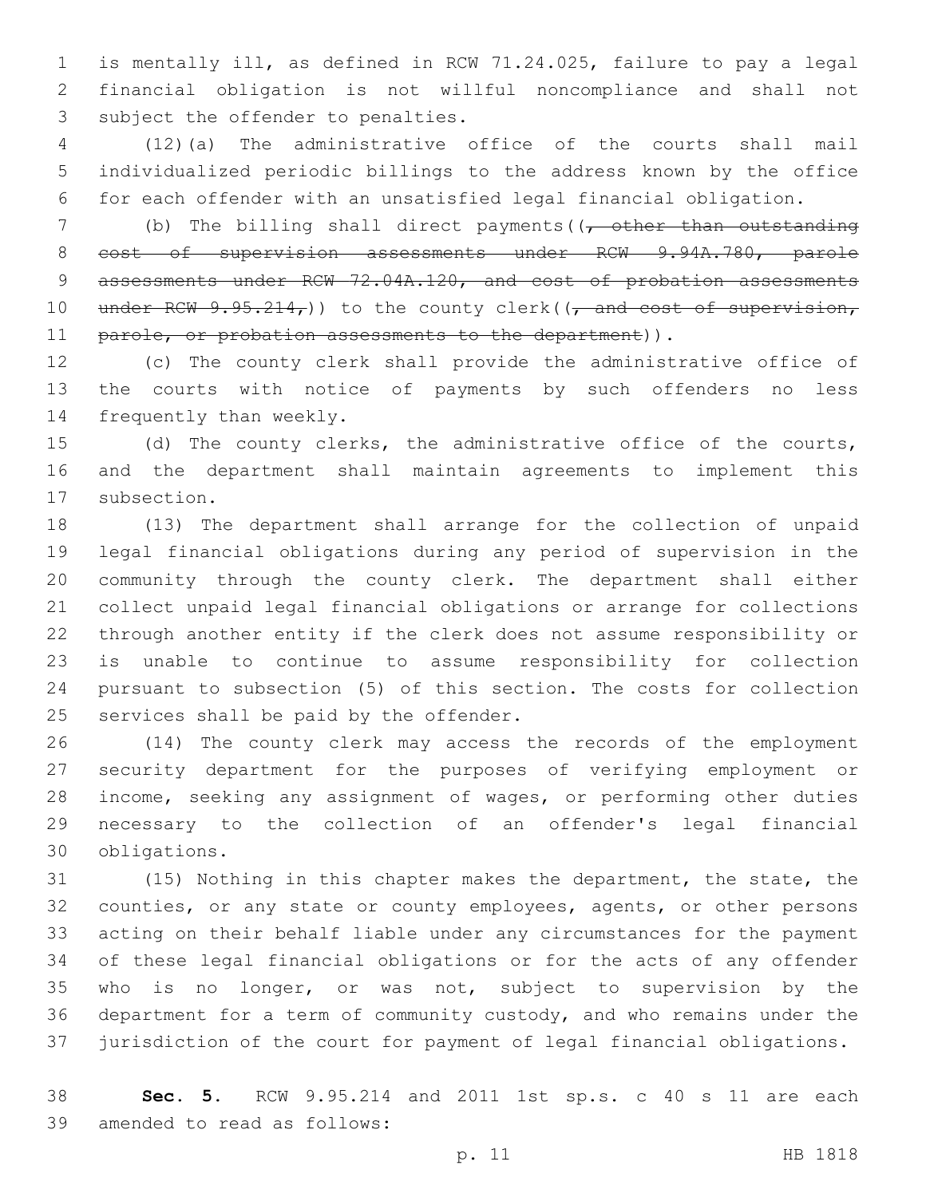is mentally ill, as defined in RCW 71.24.025, failure to pay a legal financial obligation is not willful noncompliance and shall not subject the offender to penalties.

(12)(a) The administrative office of the courts shall mail individualized periodic billings to the address known by the office for each offender with an unsatisfied legal financial obligation.

(b) The billing shall direct payments((~~, other than outstanding cost of supervision assessments under RCW 9.94A.780, parole assessments under RCW 72.04A.120, and cost of probation assessments under RCW 9.95.214,~~)) to the county clerk((~~, and cost of supervision, parole, or probation assessments to the department~~)).

(c) The county clerk shall provide the administrative office of the courts with notice of payments by such offenders no less frequently than weekly.

(d) The county clerks, the administrative office of the courts, and the department shall maintain agreements to implement this subsection.

(13) The department shall arrange for the collection of unpaid legal financial obligations during any period of supervision in the community through the county clerk. The department shall either collect unpaid legal financial obligations or arrange for collections through another entity if the clerk does not assume responsibility or is unable to continue to assume responsibility for collection pursuant to subsection (5) of this section. The costs for collection services shall be paid by the offender.

(14) The county clerk may access the records of the employment security department for the purposes of verifying employment or income, seeking any assignment of wages, or performing other duties necessary to the collection of an offender's legal financial obligations.

(15) Nothing in this chapter makes the department, the state, the counties, or any state or county employees, agents, or other persons acting on their behalf liable under any circumstances for the payment of these legal financial obligations or for the acts of any offender who is no longer, or was not, subject to supervision by the department for a term of community custody, and who remains under the jurisdiction of the court for payment of legal financial obligations.

**Sec. 5.** RCW 9.95.214 and 2011 1st sp.s. c 40 s 11 are each amended to read as follows: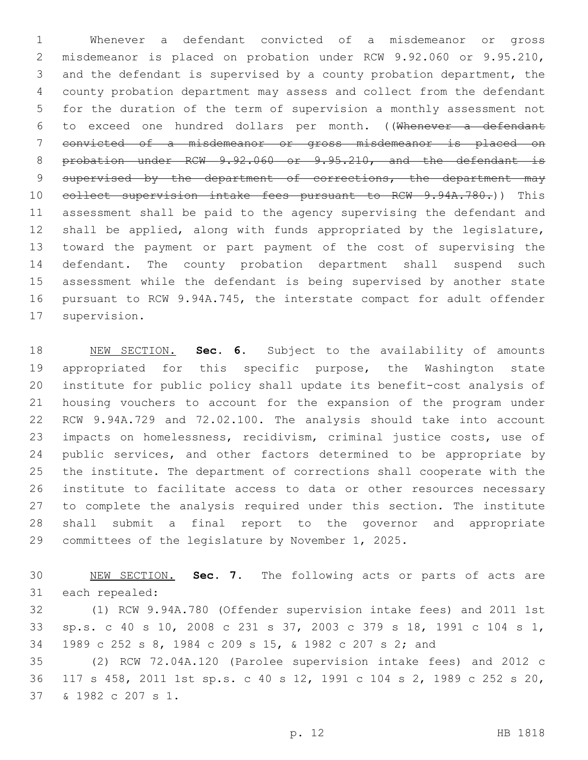Whenever a defendant convicted of a misdemeanor or gross misdemeanor is placed on probation under RCW 9.92.060 or 9.95.210, and the defendant is supervised by a county probation department, the county probation department may assess and collect from the defendant for the duration of the term of supervision a monthly assessment not to exceed one hundred dollars per month. ((~~Whenever a defendant convicted of a misdemeanor or gross misdemeanor is placed on probation under RCW 9.92.060 or 9.95.210, and the defendant is supervised by the department of corrections, the department may collect supervision intake fees pursuant to RCW 9.94A.780.~~)) This assessment shall be paid to the agency supervising the defendant and shall be applied, along with funds appropriated by the legislature, toward the payment or part payment of the cost of supervising the defendant. The county probation department shall suspend such assessment while the defendant is being supervised by another state pursuant to RCW 9.94A.745, the interstate compact for adult offender supervision.

NEW SECTION. **Sec. 6.** Subject to the availability of amounts appropriated for this specific purpose, the Washington state institute for public policy shall update its benefit-cost analysis of housing vouchers to account for the expansion of the program under RCW 9.94A.729 and 72.02.100. The analysis should take into account impacts on homelessness, recidivism, criminal justice costs, use of public services, and other factors determined to be appropriate by the institute. The department of corrections shall cooperate with the institute to facilitate access to data or other resources necessary to complete the analysis required under this section. The institute shall submit a final report to the governor and appropriate committees of the legislature by November 1, 2025.

NEW SECTION. **Sec. 7.** The following acts or parts of acts are each repealed:

(1) RCW 9.94A.780 (Offender supervision intake fees) and 2011 1st sp.s. c 40 s 10, 2008 c 231 s 37, 2003 c 379 s 18, 1991 c 104 s 1, 1989 c 252 s 8, 1984 c 209 s 15, & 1982 c 207 s 2; and

(2) RCW 72.04A.120 (Parolee supervision intake fees) and 2012 c 117 s 458, 2011 1st sp.s. c 40 s 12, 1991 c 104 s 2, 1989 c 252 s 20, & 1982 c 207 s 1.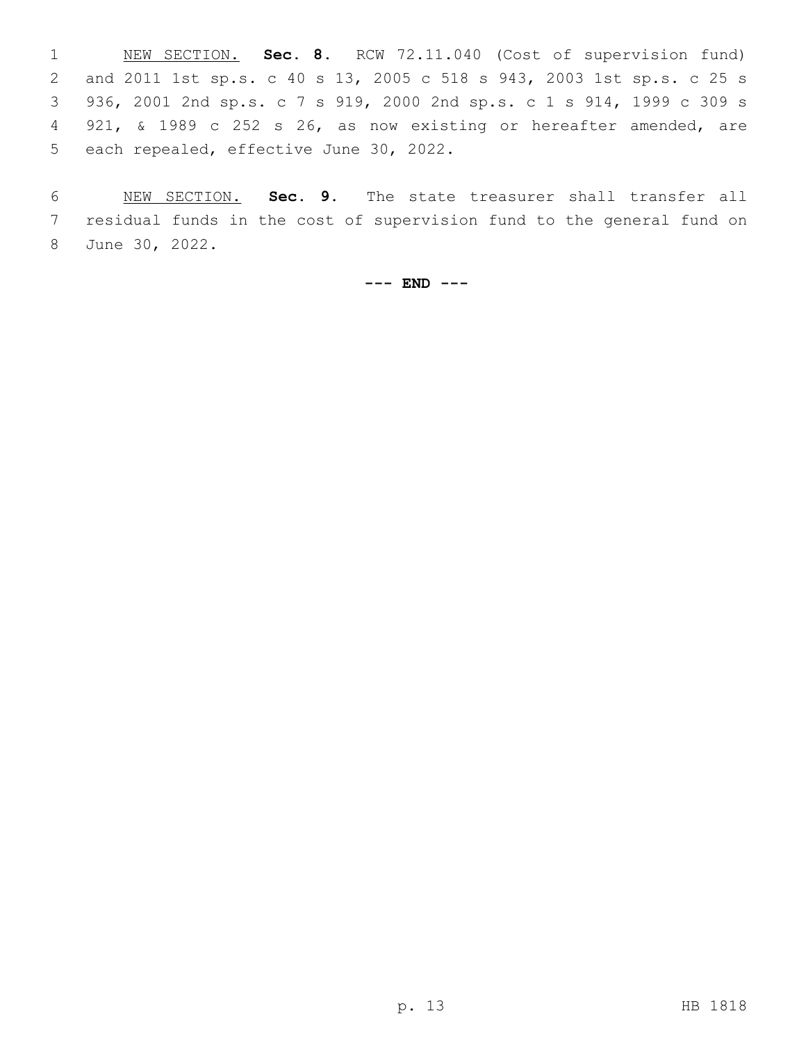NEW SECTION. **Sec. 8.** RCW 72.11.040 (Cost of supervision fund) and 2011 1st sp.s. c 40 s 13, 2005 c 518 s 943, 2003 1st sp.s. c 25 s 936, 2001 2nd sp.s. c 7 s 919, 2000 2nd sp.s. c 1 s 914, 1999 c 309 s 921, & 1989 c 252 s 26, as now existing or hereafter amended, are each repealed, effective June 30, 2022.

NEW SECTION. **Sec. 9.** The state treasurer shall transfer all residual funds in the cost of supervision fund to the general fund on June 30, 2022.

**--- END ---**